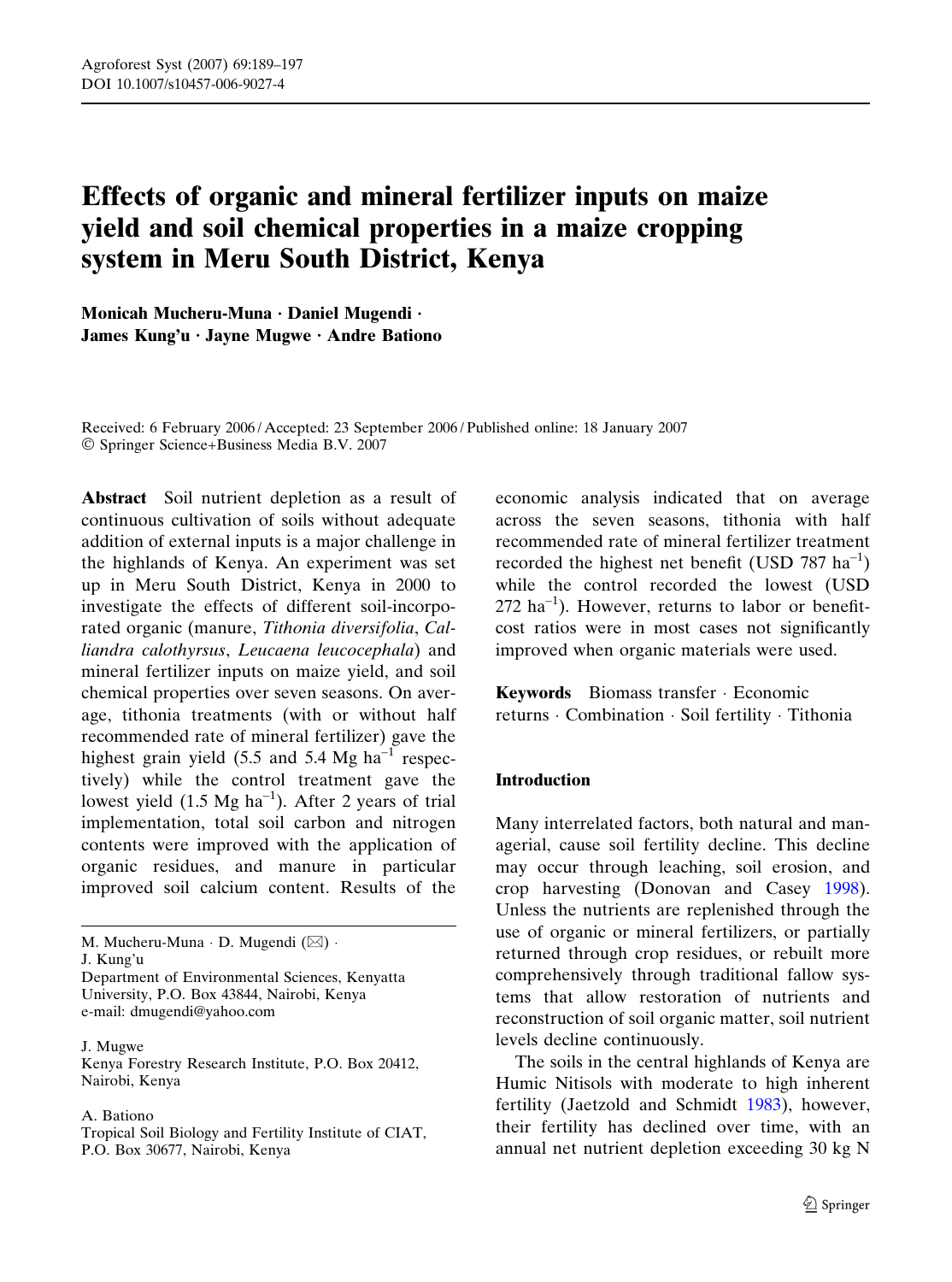# Effects of organic and mineral fertilizer inputs on maize yield and soil chemical properties in a maize cropping system in Meru South District, Kenya

**Monicah Mucheru-Muna · Daniel Mugendi · James Kung'u · Jayne Mugwe · Andre Bationo**

Received: 6 February 2006 / Accepted: 23 September 2006 / Published online: 18 January 2007
© Springer Science+Business Media B.V. 2007

**Abstract** Soil nutrient depletion as a result of continuous cultivation of soils without adequate addition of external inputs is a major challenge in the highlands of Kenya. An experiment was set up in Meru South District, Kenya in 2000 to investigate the effects of different soil-incorporated organic (manure, *Tithonia diversifolia*, *Calliandra calothyrsus*, *Leucaena leucocephala*) and mineral fertilizer inputs on maize yield, and soil chemical properties over seven seasons. On average, tithonia treatments (with or without half recommended rate of mineral fertilizer) gave the highest grain yield (5.5 and 5.4 Mg ha$^{-1}$ respectively) while the control treatment gave the lowest yield (1.5 Mg ha$^{-1}$). After 2 years of trial implementation, total soil carbon and nitrogen contents were improved with the application of organic residues, and manure in particular improved soil calcium content. Results of the economic analysis indicated that on average across the seven seasons, tithonia with half recommended rate of mineral fertilizer treatment recorded the highest net benefit (USD 787 ha$^{-1}$) while the control recorded the lowest (USD 272 ha$^{-1}$). However, returns to labor or benefit-cost ratios were in most cases not significantly improved when organic materials were used.

**Keywords** Biomass transfer · Economic returns · Combination · Soil fertility · Tithonia

M. Mucheru-Muna · D. Mugendi (✉) · J. Kung'u
Department of Environmental Sciences, Kenyatta University, P.O. Box 43844, Nairobi, Kenya
e-mail: dmugendi@yahoo.com

J. Mugwe
Kenya Forestry Research Institute, P.O. Box 20412, Nairobi, Kenya

A. Bationo
Tropical Soil Biology and Fertility Institute of CIAT, P.O. Box 30677, Nairobi, Kenya

## Introduction

Many interrelated factors, both natural and managerial, cause soil fertility decline. This decline may occur through leaching, soil erosion, and crop harvesting (Donovan and Casey 1998). Unless the nutrients are replenished through the use of organic or mineral fertilizers, or partially returned through crop residues, or rebuilt more comprehensively through traditional fallow systems that allow restoration of nutrients and reconstruction of soil organic matter, soil nutrient levels decline continuously.

The soils in the central highlands of Kenya are Humic Nitisols with moderate to high inherent fertility (Jaetzold and Schmidt 1983), however, their fertility has declined over time, with an annual net nutrient depletion exceeding 30 kg N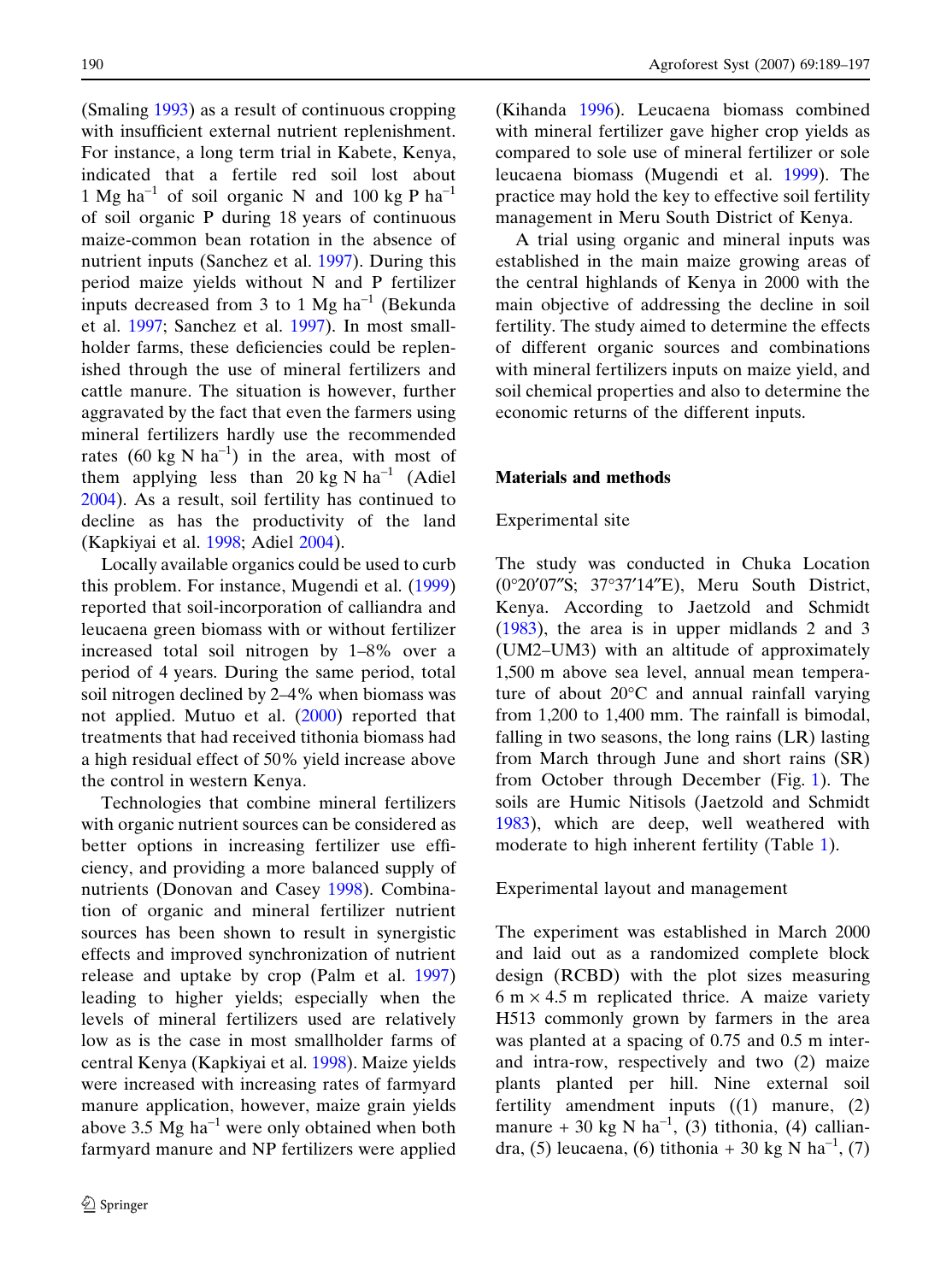(Smaling 1993) as a result of continuous cropping with insufficient external nutrient replenishment. For instance, a long term trial in Kabete, Kenya, indicated that a fertile red soil lost about 1 Mg ha$^{-1}$ of soil organic N and 100 kg P ha$^{-1}$ of soil organic P during 18 years of continuous maize-common bean rotation in the absence of nutrient inputs (Sanchez et al. 1997). During this period maize yields without N and P fertilizer inputs decreased from 3 to 1 Mg ha$^{-1}$ (Bekunda et al. 1997; Sanchez et al. 1997). In most smallholder farms, these deficiencies could be replenished through the use of mineral fertilizers and cattle manure. The situation is however, further aggravated by the fact that even the farmers using mineral fertilizers hardly use the recommended rates (60 kg N ha$^{-1}$) in the area, with most of them applying less than 20 kg N ha$^{-1}$ (Adiel 2004). As a result, soil fertility has continued to decline as has the productivity of the land (Kapkiyai et al. 1998; Adiel 2004).

Locally available organics could be used to curb this problem. For instance, Mugendi et al. (1999) reported that soil-incorporation of calliandra and leucaena green biomass with or without fertilizer increased total soil nitrogen by 1–8% over a period of 4 years. During the same period, total soil nitrogen declined by 2–4% when biomass was not applied. Mutuo et al. (2000) reported that treatments that had received tithonia biomass had a high residual effect of 50% yield increase above the control in western Kenya.

Technologies that combine mineral fertilizers with organic nutrient sources can be considered as better options in increasing fertilizer use efficiency, and providing a more balanced supply of nutrients (Donovan and Casey 1998). Combination of organic and mineral fertilizer nutrient sources has been shown to result in synergistic effects and improved synchronization of nutrient release and uptake by crop (Palm et al. 1997) leading to higher yields; especially when the levels of mineral fertilizers used are relatively low as is the case in most smallholder farms of central Kenya (Kapkiyai et al. 1998). Maize yields were increased with increasing rates of farmyard manure application, however, maize grain yields above 3.5 Mg ha$^{-1}$ were only obtained when both farmyard manure and NP fertilizers were applied (Kihanda 1996). Leucaena biomass combined with mineral fertilizer gave higher crop yields as compared to sole use of mineral fertilizer or sole leucaena biomass (Mugendi et al. 1999). The practice may hold the key to effective soil fertility management in Meru South District of Kenya.

A trial using organic and mineral inputs was established in the main maize growing areas of the central highlands of Kenya in 2000 with the main objective of addressing the decline in soil fertility. The study aimed to determine the effects of different organic sources and combinations with mineral fertilizers inputs on maize yield, and soil chemical properties and also to determine the economic returns of the different inputs.

## Materials and methods

### Experimental site

The study was conducted in Chuka Location (0°20′07″S; 37°37′14″E), Meru South District, Kenya. According to Jaetzold and Schmidt (1983), the area is in upper midlands 2 and 3 (UM2–UM3) with an altitude of approximately 1,500 m above sea level, annual mean temperature of about 20°C and annual rainfall varying from 1,200 to 1,400 mm. The rainfall is bimodal, falling in two seasons, the long rains (LR) lasting from March through June and short rains (SR) from October through December (Fig. 1). The soils are Humic Nitisols (Jaetzold and Schmidt 1983), which are deep, well weathered with moderate to high inherent fertility (Table 1).

### Experimental layout and management

The experiment was established in March 2000 and laid out as a randomized complete block design (RCBD) with the plot sizes measuring 6 m × 4.5 m replicated thrice. A maize variety H513 commonly grown by farmers in the area was planted at a spacing of 0.75 and 0.5 m inter- and intra-row, respectively and two (2) maize plants planted per hill. Nine external soil fertility amendment inputs ((1) manure, (2) manure + 30 kg N ha$^{-1}$, (3) tithonia, (4) calliandra, (5) leucaena, (6) tithonia + 30 kg N ha$^{-1}$, (7)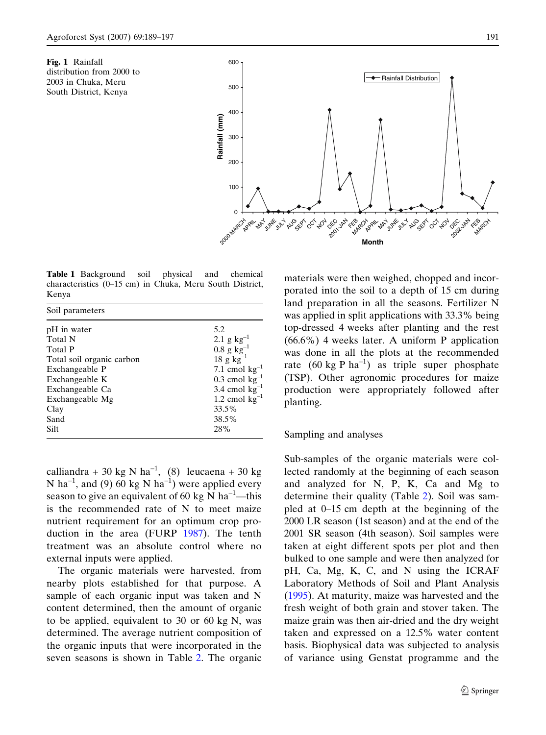**Fig. 1** Rainfall distribution from 2000 to 2003 in Chuka, Meru South District, Kenya

**Table 1** Background soil physical and chemical characteristics (0–15 cm) in Chuka, Meru South District, Kenya

| Soil parameters | |
|---|---|
| pH in water | 5.2 |
| Total N | 2.1 g $kg^{-1}$ |
| Total P | 0.8 g $kg^{-1}$ |
| Total soil organic carbon | 18 g $kg^{-1}$ |
| Exchangeable P | 7.1 cmol $kg^{-1}$ |
| Exchangeable K | 0.3 cmol $kg^{-1}$ |
| Exchangeable Ca | 3.4 cmol $kg^{-1}$ |
| Exchangeable Mg | 1.2 cmol $kg^{-1}$ |
| Clay | 33.5% |
| Sand | 38.5% |
| Silt | 28% |

calliandra + 30 kg N $ha^{-1}$, (8) leucaena + 30 kg N $ha^{-1}$, and (9) 60 kg N $ha^{-1}$) were applied every season to give an equivalent of 60 kg N $ha^{-1}$—this is the recommended rate of N to meet maize nutrient requirement for an optimum crop production in the area (FURP 1987). The tenth treatment was an absolute control where no external inputs were applied.

The organic materials were harvested, from nearby plots established for that purpose. A sample of each organic input was taken and N content determined, then the amount of organic to be applied, equivalent to 30 or 60 kg N, was determined. The average nutrient composition of the organic inputs that were incorporated in the seven seasons is shown in Table 2. The organic materials were then weighed, chopped and incorporated into the soil to a depth of 15 cm during land preparation in all the seasons. Fertilizer N was applied in split applications with 33.3% being top-dressed 4 weeks after planting and the rest (66.6%) 4 weeks later. A uniform P application was done in all the plots at the recommended rate (60 kg P $ha^{-1}$) as triple super phosphate (TSP). Other agronomic procedures for maize production were appropriately followed after planting.

## Sampling and analyses

Sub-samples of the organic materials were collected randomly at the beginning of each season and analyzed for N, P, K, Ca and Mg to determine their quality (Table 2). Soil was sampled at 0–15 cm depth at the beginning of the 2000 LR season (1st season) and at the end of the 2001 SR season (4th season). Soil samples were taken at eight different spots per plot and then bulked to one sample and were then analyzed for pH, Ca, Mg, K, C, and N using the ICRAF Laboratory Methods of Soil and Plant Analysis (1995). At maturity, maize was harvested and the fresh weight of both grain and stover taken. The maize grain was then air-dried and the dry weight taken and expressed on a 12.5% water content basis. Biophysical data was subjected to analysis of variance using Genstat programme and the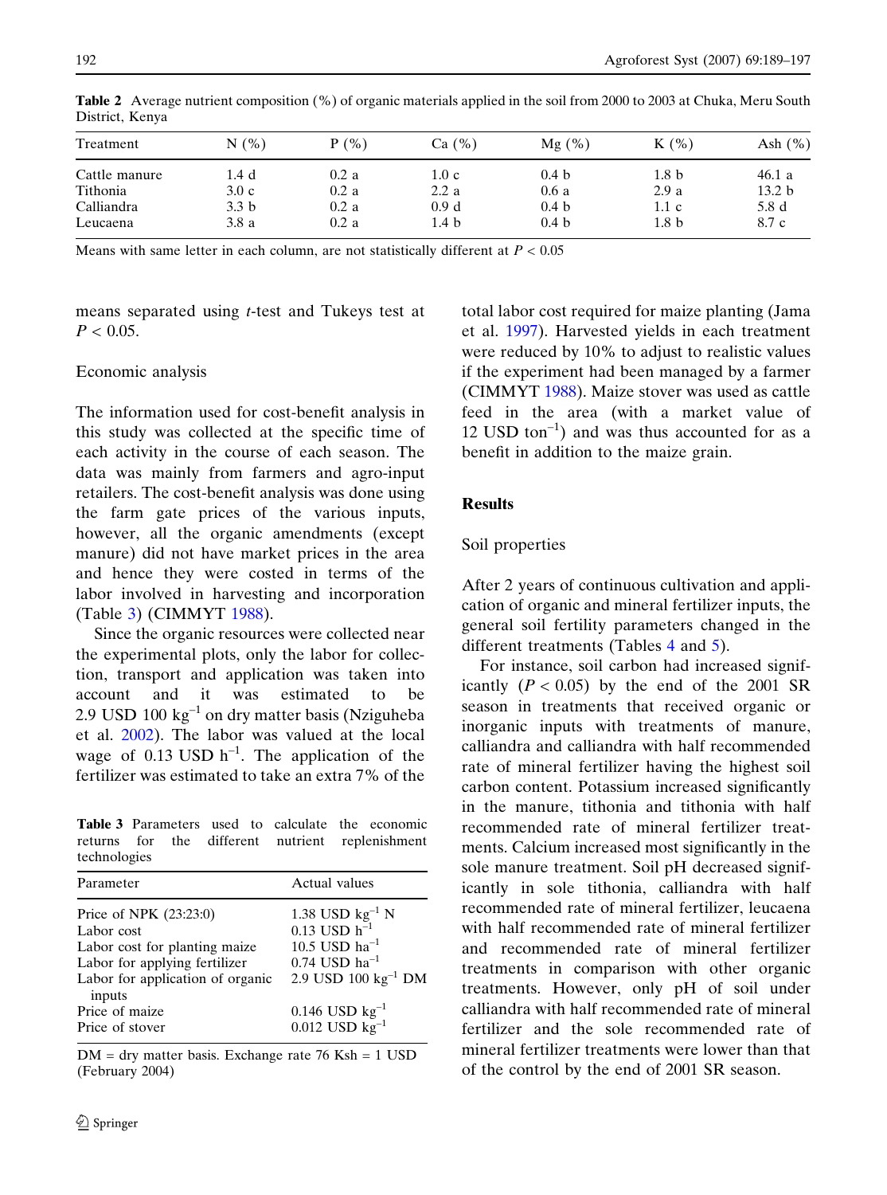**Table 2** Average nutrient composition (%) of organic materials applied in the soil from 2000 to 2003 at Chuka, Meru South District, Kenya

| Treatment | N (%) | P (%) | Ca (%) | Mg (%) | K (%) | Ash (%) |
|---|---|---|---|---|---|---|
| Cattle manure | 1.4 d | 0.2 a | 1.0 c | 0.4 b | 1.8 b | 46.1 a |
| Tithonia | 3.0 c | 0.2 a | 2.2 a | 0.6 a | 2.9 a | 13.2 b |
| Calliandra | 3.3 b | 0.2 a | 0.9 d | 0.4 b | 1.1 c | 5.8 d |
| Leucaena | 3.8 a | 0.2 a | 1.4 b | 0.4 b | 1.8 b | 8.7 c |

Means with same letter in each column, are not statistically different at $P < 0.05$

means separated using *t*-test and Tukeys test at $P < 0.05$.

## Economic analysis

The information used for cost-benefit analysis in this study was collected at the specific time of each activity in the course of each season. The data was mainly from farmers and agro-input retailers. The cost-benefit analysis was done using the farm gate prices of the various inputs, however, all the organic amendments (except manure) did not have market prices in the area and hence they were costed in terms of the labor involved in harvesting and incorporation (Table 3) (CIMMYT 1988).

Since the organic resources were collected near the experimental plots, only the labor for collection, transport and application was taken into account and it was estimated to be 2.9 USD 100 $kg^{-1}$ on dry matter basis (Nziguheba et al. 2002). The labor was valued at the local wage of 0.13 USD $h^{-1}$. The application of the fertilizer was estimated to take an extra 7% of the total labor cost required for maize planting (Jama et al. 1997). Harvested yields in each treatment were reduced by 10% to adjust to realistic values if the experiment had been managed by a farmer (CIMMYT 1988). Maize stover was used as cattle feed in the area (with a market value of 12 USD $ton^{-1}$) and was thus accounted for as a benefit in addition to the maize grain.

**Table 3** Parameters used to calculate the economic returns for the different nutrient replenishment technologies

| Parameter | Actual values |
|---|---|
| Price of NPK (23:23:0) | 1.38 USD $kg^{-1}$ N |
| Labor cost | 0.13 USD $h^{-1}$ |
| Labor cost for planting maize | 10.5 USD $ha^{-1}$ |
| Labor for applying fertilizer | 0.74 USD $ha^{-1}$ |
| Labor for application of organic inputs | 2.9 USD 100 $kg^{-1}$ DM |
| Price of maize | 0.146 USD $kg^{-1}$ |
| Price of stover | 0.012 USD $kg^{-1}$ |

DM = dry matter basis. Exchange rate 76 Ksh = 1 USD (February 2004)

# Results

## Soil properties

After 2 years of continuous cultivation and application of organic and mineral fertilizer inputs, the general soil fertility parameters changed in the different treatments (Tables 4 and 5).

For instance, soil carbon had increased significantly ($P < 0.05$) by the end of the 2001 SR season in treatments that received organic or inorganic inputs with treatments of manure, calliandra and calliandra with half recommended rate of mineral fertilizer having the highest soil carbon content. Potassium increased significantly in the manure, tithonia and tithonia with half recommended rate of mineral fertilizer treatments. Calcium increased most significantly in the sole manure treatment. Soil pH decreased significantly in sole tithonia, calliandra with half recommended rate of mineral fertilizer, leucaena with half recommended rate of mineral fertilizer and recommended rate of mineral fertilizer treatments in comparison with other organic treatments. However, only pH of soil under calliandra with half recommended rate of mineral fertilizer and the sole recommended rate of mineral fertilizer treatments were lower than that of the control by the end of 2001 SR season.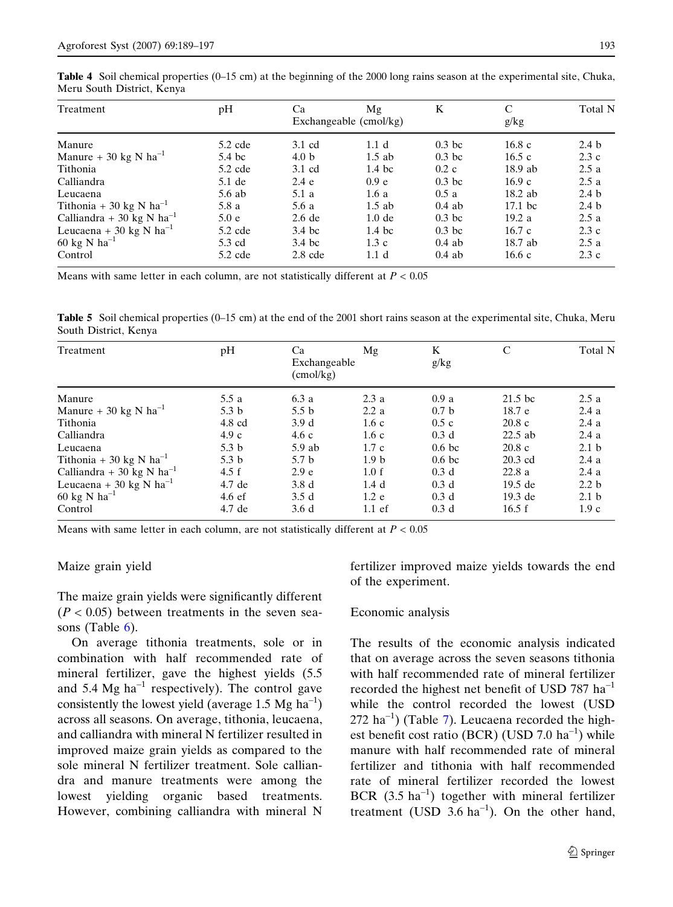**Table 4** Soil chemical properties (0–15 cm) at the beginning of the 2000 long rains season at the experimental site, Chuka, Meru South District, Kenya

| Treatment | pH | Ca | Mg | K | C | Total N |
|---|---|---|---|---|---|---|
| | | Exchangeable (cmol/kg) | | | g/kg | |
| Manure | 5.2 cde | 3.1 cd | 1.1 d | 0.3 bc | 16.8 c | 2.4 b |
| Manure + 30 kg N $ha^{-1}$ | 5.4 bc | 4.0 b | 1.5 ab | 0.3 bc | 16.5 c | 2.3 c |
| Tithonia | 5.2 cde | 3.1 cd | 1.4 bc | 0.2 c | 18.9 ab | 2.5 a |
| Calliandra | 5.1 de | 2.4 e | 0.9 e | 0.3 bc | 16.9 c | 2.5 a |
| Leucaena | 5.6 ab | 5.1 a | 1.6 a | 0.5 a | 18.2 ab | 2.4 b |
| Tithonia + 30 kg N $ha^{-1}$ | 5.8 a | 5.6 a | 1.5 ab | 0.4 ab | 17.1 bc | 2.4 b |
| Calliandra + 30 kg N $ha^{-1}$ | 5.0 e | 2.6 de | 1.0 de | 0.3 bc | 19.2 a | 2.5 a |
| Leucaena + 30 kg N $ha^{-1}$ | 5.2 cde | 3.4 bc | 1.4 bc | 0.3 bc | 16.7 c | 2.3 c |
| 60 kg N $ha^{-1}$ | 5.3 cd | 3.4 bc | 1.3 c | 0.4 ab | 18.7 ab | 2.5 a |
| Control | 5.2 cde | 2.8 cde | 1.1 d | 0.4 ab | 16.6 c | 2.3 c |

Means with same letter in each column, are not statistically different at $P < 0.05$

**Table 5** Soil chemical properties (0–15 cm) at the end of the 2001 short rains season at the experimental site, Chuka, Meru South District, Kenya

| Treatment | pH | Ca Exchangeable (cmol/kg) | Mg | K g/kg | C | Total N |
|---|---|---|---|---|---|---|
| Manure | 5.5 a | 6.3 a | 2.3 a | 0.9 a | 21.5 bc | 2.5 a |
| Manure + 30 kg N $ha^{-1}$ | 5.3 b | 5.5 b | 2.2 a | 0.7 b | 18.7 e | 2.4 a |
| Tithonia | 4.8 cd | 3.9 d | 1.6 c | 0.5 c | 20.8 c | 2.4 a |
| Calliandra | 4.9 c | 4.6 c | 1.6 c | 0.3 d | 22.5 ab | 2.4 a |
| Leucaena | 5.3 b | 5.9 ab | 1.7 c | 0.6 bc | 20.8 c | 2.1 b |
| Tithonia + 30 kg N $ha^{-1}$ | 5.3 b | 5.7 b | 1.9 b | 0.6 bc | 20.3 cd | 2.4 a |
| Calliandra + 30 kg N $ha^{-1}$ | 4.5 f | 2.9 e | 1.0 f | 0.3 d | 22.8 a | 2.4 a |
| Leucaena + 30 kg N $ha^{-1}$ | 4.7 de | 3.8 d | 1.4 d | 0.3 d | 19.5 de | 2.2 b |
| 60 kg N $ha^{-1}$ | 4.6 ef | 3.5 d | 1.2 e | 0.3 d | 19.3 de | 2.1 b |
| Control | 4.7 de | 3.6 d | 1.1 ef | 0.3 d | 16.5 f | 1.9 c |

Means with same letter in each column, are not statistically different at $P < 0.05$

### Maize grain yield

The maize grain yields were significantly different ($P < 0.05$) between treatments in the seven seasons (Table 6).

On average tithonia treatments, sole or in combination with half recommended rate of mineral fertilizer, gave the highest yields (5.5 and 5.4 Mg $ha^{-1}$ respectively). The control gave consistently the lowest yield (average 1.5 Mg $ha^{-1}$) across all seasons. On average, tithonia, leucaena, and calliandra with mineral N fertilizer resulted in improved maize grain yields as compared to the sole mineral N fertilizer treatment. Sole calliandra and manure treatments were among the lowest yielding organic based treatments. However, combining calliandra with mineral N fertilizer improved maize yields towards the end of the experiment.

### Economic analysis

The results of the economic analysis indicated that on average across the seven seasons tithonia with half recommended rate of mineral fertilizer recorded the highest net benefit of USD 787 $ha^{-1}$ while the control recorded the lowest (USD 272 $ha^{-1}$) (Table 7). Leucaena recorded the highest benefit cost ratio (BCR) (USD 7.0 $ha^{-1}$) while manure with half recommended rate of mineral fertilizer and tithonia with half recommended rate of mineral fertilizer recorded the lowest BCR (3.5 $ha^{-1}$) together with mineral fertilizer treatment (USD 3.6 $ha^{-1}$). On the other hand,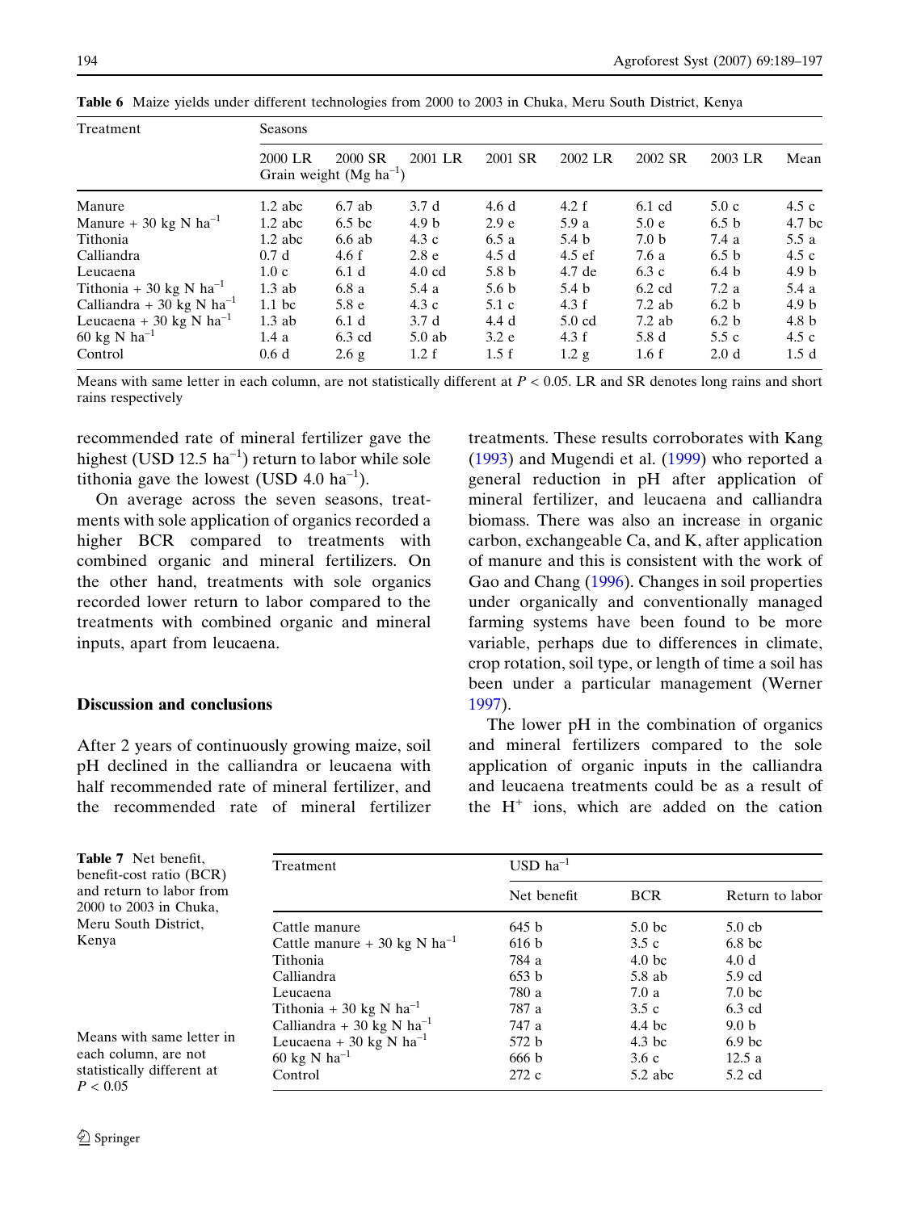**Table 6** Maize yields under different technologies from 2000 to 2003 in Chuka, Meru South District, Kenya

| Treatment | Seasons | | | | | | | |
|---|---|---|---|---|---|---|---|---|
| | 2000 LR | 2000 SR | 2001 LR | 2001 SR | 2002 LR | 2002 SR | 2003 LR | Mean |
| | Grain weight (Mg ha$^{-1}$) | | | | | | | |
| Manure | 1.2 abc | 6.7 ab | 3.7 d | 4.6 d | 4.2 f | 6.1 cd | 5.0 c | 4.5 c |
| Manure + 30 kg N ha$^{-1}$ | 1.2 abc | 6.5 bc | 4.9 b | 2.9 e | 5.9 a | 5.0 e | 6.5 b | 4.7 bc |
| Tithonia | 1.2 abc | 6.6 ab | 4.3 c | 6.5 a | 5.4 b | 7.0 b | 7.4 a | 5.5 a |
| Calliandra | 0.7 d | 4.6 f | 2.8 e | 4.5 d | 4.5 ef | 7.6 a | 6.5 b | 4.5 c |
| Leucaena | 1.0 c | 6.1 d | 4.0 cd | 5.8 b | 4.7 de | 6.3 c | 6.4 b | 4.9 b |
| Tithonia + 30 kg N ha$^{-1}$ | 1.3 ab | 6.8 a | 5.4 a | 5.6 b | 5.4 b | 6.2 cd | 7.2 a | 5.4 a |
| Calliandra + 30 kg N ha$^{-1}$ | 1.1 bc | 5.8 e | 4.3 c | 5.1 c | 4.3 f | 7.2 ab | 6.2 b | 4.9 b |
| Leucaena + 30 kg N ha$^{-1}$ | 1.3 ab | 6.1 d | 3.7 d | 4.4 d | 5.0 cd | 7.2 ab | 6.2 b | 4.8 b |
| 60 kg N ha$^{-1}$ | 1.4 a | 6.3 cd | 5.0 ab | 3.2 e | 4.3 f | 5.8 d | 5.5 c | 4.5 c |
| Control | 0.6 d | 2.6 g | 1.2 f | 1.5 f | 1.2 g | 1.6 f | 2.0 d | 1.5 d |

Means with same letter in each column, are not statistically different at $P < 0.05$. LR and SR denotes long rains and short rains respectively

recommended rate of mineral fertilizer gave the highest (USD 12.5 ha$^{-1}$) return to labor while sole tithonia gave the lowest (USD 4.0 ha$^{-1}$).

On average across the seven seasons, treatments with sole application of organics recorded a higher BCR compared to treatments with combined organic and mineral fertilizers. On the other hand, treatments with sole organics recorded lower return to labor compared to the treatments with combined organic and mineral inputs, apart from leucaena.

## Discussion and conclusions

After 2 years of continuously growing maize, soil pH declined in the calliandra or leucaena with half recommended rate of mineral fertilizer, and the recommended rate of mineral fertilizer treatments. These results corroborates with Kang (1993) and Mugendi et al. (1999) who reported a general reduction in pH after application of mineral fertilizer, and leucaena and calliandra biomass. There was also an increase in organic carbon, exchangeable Ca, and K, after application of manure and this is consistent with the work of Gao and Chang (1996). Changes in soil properties under organically and conventionally managed farming systems have been found to be more variable, perhaps due to differences in climate, crop rotation, soil type, or length of time a soil has been under a particular management (Werner 1997).

The lower pH in the combination of organics and mineral fertilizers compared to the sole application of organic inputs in the calliandra and leucaena treatments could be as a result of the $H^{+}$ ions, which are added on the cation

**Table 7** Net benefit, benefit-cost ratio (BCR) and return to labor from 2000 to 2003 in Chuka, Meru South District, Kenya

| Treatment | USD ha$^{-1}$ | | |
|---|---|---|---|
| | Net benefit | BCR | Return to labor |
| Cattle manure | 645 b | 5.0 bc | 5.0 cb |
| Cattle manure + 30 kg N ha$^{-1}$ | 616 b | 3.5 c | 6.8 bc |
| Tithonia | 784 a | 4.0 bc | 4.0 d |
| Calliandra | 653 b | 5.8 ab | 5.9 cd |
| Leucaena | 780 a | 7.0 a | 7.0 bc |
| Tithonia + 30 kg N ha$^{-1}$ | 787 a | 3.5 c | 6.3 cd |
| Calliandra + 30 kg N ha$^{-1}$ | 747 a | 4.4 bc | 9.0 b |
| Leucaena + 30 kg N ha$^{-1}$ | 572 b | 4.3 bc | 6.9 bc |
| 60 kg N ha$^{-1}$ | 666 b | 3.6 c | 12.5 a |
| Control | 272 c | 5.2 abc | 5.2 cd |

Means with same letter in each column, are not statistically different at $P < 0.05$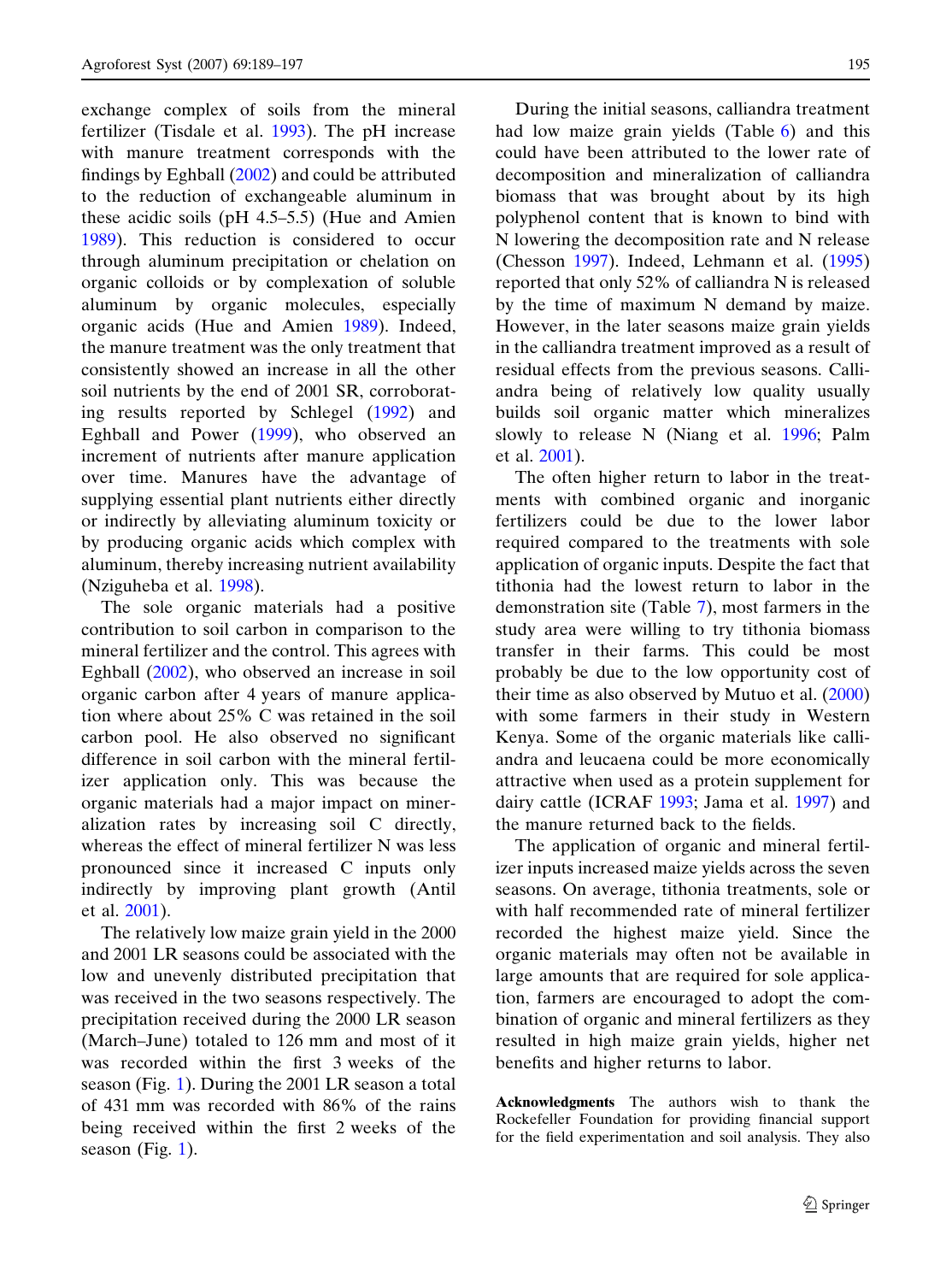exchange complex of soils from the mineral fertilizer (Tisdale et al. 1993). The pH increase with manure treatment corresponds with the findings by Eghball (2002) and could be attributed to the reduction of exchangeable aluminum in these acidic soils (pH 4.5–5.5) (Hue and Amien 1989). This reduction is considered to occur through aluminum precipitation or chelation on organic colloids or by complexation of soluble aluminum by organic molecules, especially organic acids (Hue and Amien 1989). Indeed, the manure treatment was the only treatment that consistently showed an increase in all the other soil nutrients by the end of 2001 SR, corroborating results reported by Schlegel (1992) and Eghball and Power (1999), who observed an increment of nutrients after manure application over time. Manures have the advantage of supplying essential plant nutrients either directly or indirectly by alleviating aluminum toxicity or by producing organic acids which complex with aluminum, thereby increasing nutrient availability (Nziguheba et al. 1998).

The sole organic materials had a positive contribution to soil carbon in comparison to the mineral fertilizer and the control. This agrees with Eghball (2002), who observed an increase in soil organic carbon after 4 years of manure application where about 25% C was retained in the soil carbon pool. He also observed no significant difference in soil carbon with the mineral fertilizer application only. This was because the organic materials had a major impact on mineralization rates by increasing soil C directly, whereas the effect of mineral fertilizer N was less pronounced since it increased C inputs only indirectly by improving plant growth (Antil et al. 2001).

The relatively low maize grain yield in the 2000 and 2001 LR seasons could be associated with the low and unevenly distributed precipitation that was received in the two seasons respectively. The precipitation received during the 2000 LR season (March–June) totaled to 126 mm and most of it was recorded within the first 3 weeks of the season (Fig. 1). During the 2001 LR season a total of 431 mm was recorded with 86% of the rains being received within the first 2 weeks of the season (Fig. 1).

During the initial seasons, calliandra treatment had low maize grain yields (Table 6) and this could have been attributed to the lower rate of decomposition and mineralization of calliandra biomass that was brought about by its high polyphenol content that is known to bind with N lowering the decomposition rate and N release (Chesson 1997). Indeed, Lehmann et al. (1995) reported that only 52% of calliandra N is released by the time of maximum N demand by maize. However, in the later seasons maize grain yields in the calliandra treatment improved as a result of residual effects from the previous seasons. Calliandra being of relatively low quality usually builds soil organic matter which mineralizes slowly to release N (Niang et al. 1996; Palm et al. 2001).

The often higher return to labor in the treatments with combined organic and inorganic fertilizers could be due to the lower labor required compared to the treatments with sole application of organic inputs. Despite the fact that tithonia had the lowest return to labor in the demonstration site (Table 7), most farmers in the study area were willing to try tithonia biomass transfer in their farms. This could be most probably be due to the low opportunity cost of their time as also observed by Mutuo et al. (2000) with some farmers in their study in Western Kenya. Some of the organic materials like calliandra and leucaena could be more economically attractive when used as a protein supplement for dairy cattle (ICRAF 1993; Jama et al. 1997) and the manure returned back to the fields.

The application of organic and mineral fertilizer inputs increased maize yields across the seven seasons. On average, tithonia treatments, sole or with half recommended rate of mineral fertilizer recorded the highest maize yield. Since the organic materials may often not be available in large amounts that are required for sole application, farmers are encouraged to adopt the combination of organic and mineral fertilizers as they resulted in high maize grain yields, higher net benefits and higher returns to labor.

**Acknowledgments** The authors wish to thank the Rockefeller Foundation for providing financial support for the field experimentation and soil analysis. They also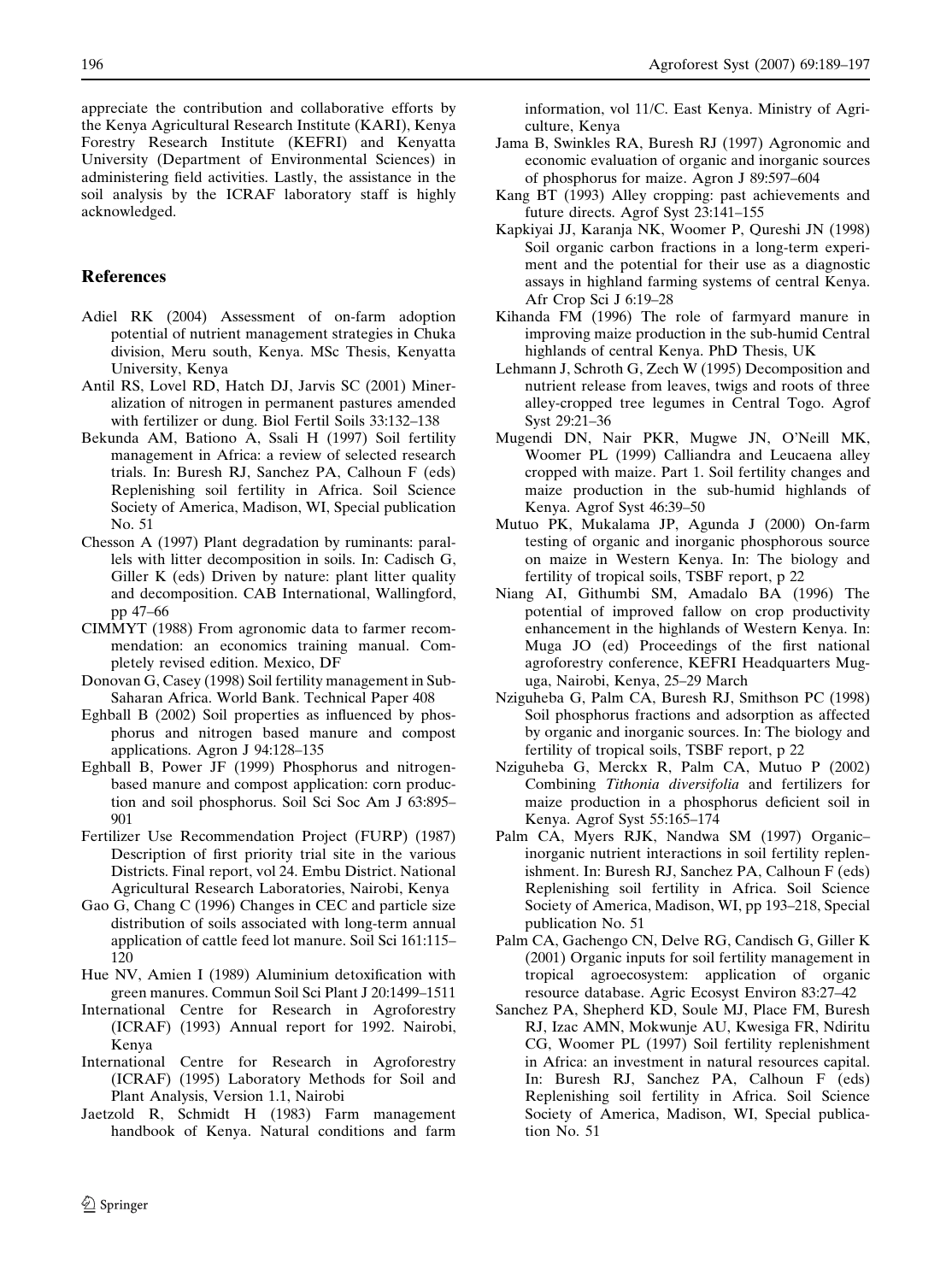appreciate the contribution and collaborative efforts by the Kenya Agricultural Research Institute (KARI), Kenya Forestry Research Institute (KEFRI) and Kenyatta University (Department of Environmental Sciences) in administering field activities. Lastly, the assistance in the soil analysis by the ICRAF laboratory staff is highly acknowledged.

## References

Adiel RK (2004) Assessment of on-farm adoption potential of nutrient management strategies in Chuka division, Meru south, Kenya. MSc Thesis, Kenyatta University, Kenya

Antil RS, Lovel RD, Hatch DJ, Jarvis SC (2001) Mineralization of nitrogen in permanent pastures amended with fertilizer or dung. Biol Fertil Soils 33:132–138

Bekunda AM, Bationo A, Ssali H (1997) Soil fertility management in Africa: a review of selected research trials. In: Buresh RJ, Sanchez PA, Calhoun F (eds) Replenishing soil fertility in Africa. Soil Science Society of America, Madison, WI, Special publication No. 51

Chesson A (1997) Plant degradation by ruminants: parallels with litter decomposition in soils. In: Cadisch G, Giller K (eds) Driven by nature: plant litter quality and decomposition. CAB International, Wallingford, pp 47–66

CIMMYT (1988) From agronomic data to farmer recommendation: an economics training manual. Completely revised edition. Mexico, DF

Donovan G, Casey (1998) Soil fertility management in Sub-Saharan Africa. World Bank. Technical Paper 408

Eghball B (2002) Soil properties as influenced by phosphorus and nitrogen based manure and compost applications. Agron J 94:128–135

Eghball B, Power JF (1999) Phosphorus and nitrogen-based manure and compost application: corn production and soil phosphorus. Soil Sci Soc Am J 63:895–901

Fertilizer Use Recommendation Project (FURP) (1987) Description of first priority trial site in the various Districts. Final report, vol 24. Embu District. National Agricultural Research Laboratories, Nairobi, Kenya

Gao G, Chang C (1996) Changes in CEC and particle size distribution of soils associated with long-term annual application of cattle feed lot manure. Soil Sci 161:115–120

Hue NV, Amien I (1989) Aluminium detoxification with green manures. Commun Soil Sci Plant J 20:1499–1511

International Centre for Research in Agroforestry (ICRAF) (1993) Annual report for 1992. Nairobi, Kenya

International Centre for Research in Agroforestry (ICRAF) (1995) Laboratory Methods for Soil and Plant Analysis, Version 1.1, Nairobi

Jaetzold R, Schmidt H (1983) Farm management handbook of Kenya. Natural conditions and farm information, vol 11/C. East Kenya. Ministry of Agriculture, Kenya

Jama B, Swinkles RA, Buresh RJ (1997) Agronomic and economic evaluation of organic and inorganic sources of phosphorus for maize. Agron J 89:597–604

Kang BT (1993) Alley cropping: past achievements and future directs. Agrof Syst 23:141–155

Kapkiyai JJ, Karanja NK, Woomer P, Qureshi JN (1998) Soil organic carbon fractions in a long-term experiment and the potential for their use as a diagnostic assays in highland farming systems of central Kenya. Afr Crop Sci J 6:19–28

Kihanda FM (1996) The role of farmyard manure in improving maize production in the sub-humid Central highlands of central Kenya. PhD Thesis, UK

Lehmann J, Schroth G, Zech W (1995) Decomposition and nutrient release from leaves, twigs and roots of three alley-cropped tree legumes in Central Togo. Agrof Syst 29:21–36

Mugendi DN, Nair PKR, Mugwe JN, O'Neill MK, Woomer PL (1999) Calliandra and Leucaena alley cropped with maize. Part 1. Soil fertility changes and maize production in the sub-humid highlands of Kenya. Agrof Syst 46:39–50

Mutuo PK, Mukalama JP, Agunda J (2000) On-farm testing of organic and inorganic phosphorous source on maize in Western Kenya. In: The biology and fertility of tropical soils, TSBF report, p 22

Niang AI, Githumbi SM, Amadalo BA (1996) The potential of improved fallow on crop productivity enhancement in the highlands of Western Kenya. In: Muga JO (ed) Proceedings of the first national agroforestry conference, KEFRI Headquarters Muguga, Nairobi, Kenya, 25–29 March

Nziguheba G, Palm CA, Buresh RJ, Smithson PC (1998) Soil phosphorus fractions and adsorption as affected by organic and inorganic sources. In: The biology and fertility of tropical soils, TSBF report, p 22

Nziguheba G, Merckx R, Palm CA, Mutuo P (2002) Combining *Tithonia diversifolia* and fertilizers for maize production in a phosphorus deficient soil in Kenya. Agrof Syst 55:165–174

Palm CA, Myers RJK, Nandwa SM (1997) Organic–inorganic nutrient interactions in soil fertility replenishment. In: Buresh RJ, Sanchez PA, Calhoun F (eds) Replenishing soil fertility in Africa. Soil Science Society of America, Madison, WI, pp 193–218, Special publication No. 51

Palm CA, Gachengo CN, Delve RG, Candisch G, Giller K (2001) Organic inputs for soil fertility management in tropical agroecosystem: application of organic resource database. Agric Ecosyst Environ 83:27–42

Sanchez PA, Shepherd KD, Soule MJ, Place FM, Buresh RJ, Izac AMN, Mokwunje AU, Kwesiga FR, Ndiritu CG, Woomer PL (1997) Soil fertility replenishment in Africa: an investment in natural resources capital. In: Buresh RJ, Sanchez PA, Calhoun F (eds) Replenishing soil fertility in Africa. Soil Science Society of America, Madison, WI, Special publication No. 51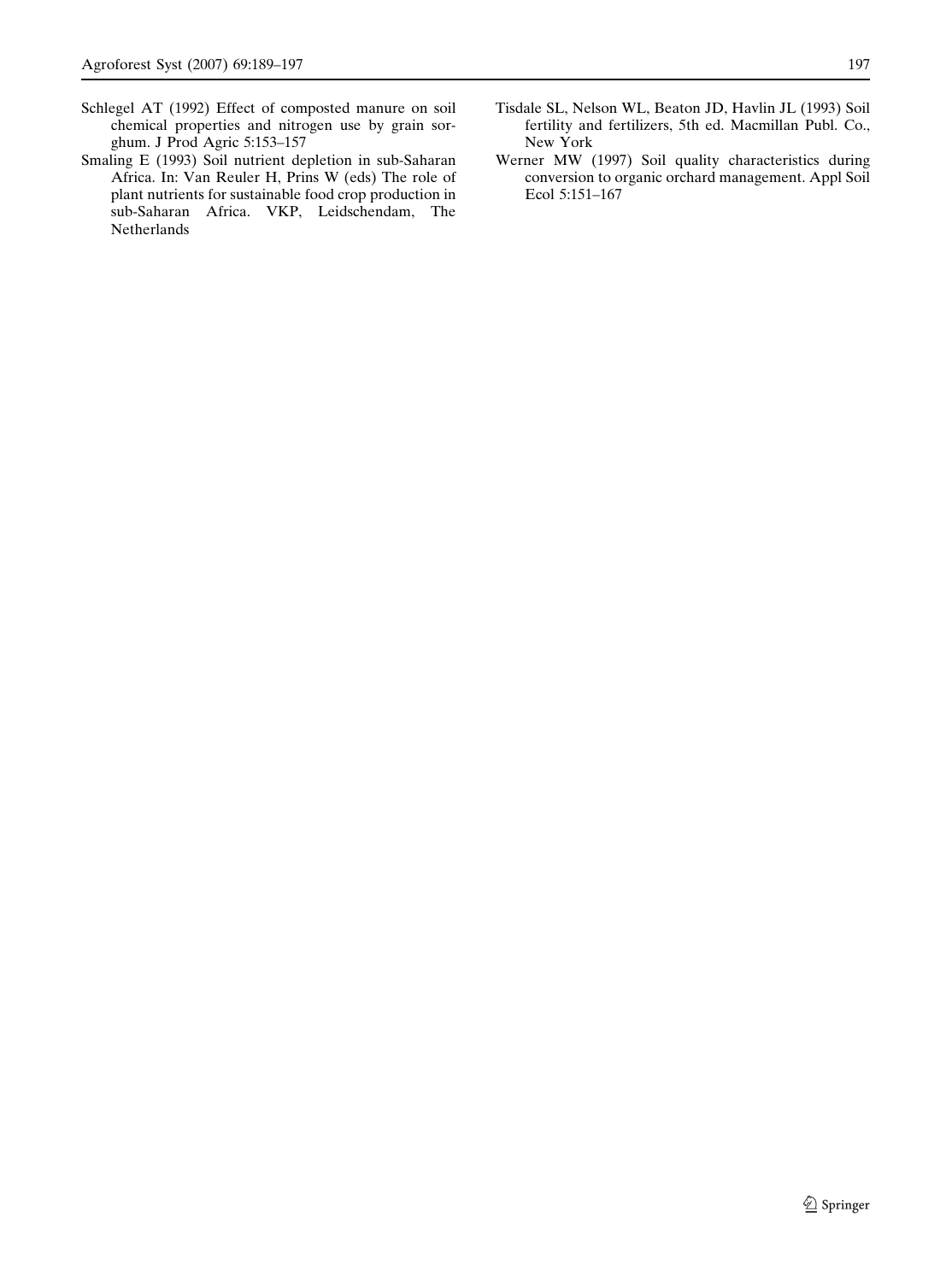Schlegel AT (1992) Effect of composted manure on soil chemical properties and nitrogen use by grain sorghum. J Prod Agric 5:153–157

Smaling E (1993) Soil nutrient depletion in sub-Saharan Africa. In: Van Reuler H, Prins W (eds) The role of plant nutrients for sustainable food crop production in sub-Saharan Africa. VKP, Leidschendam, The Netherlands

Tisdale SL, Nelson WL, Beaton JD, Havlin JL (1993) Soil fertility and fertilizers, 5th ed. Macmillan Publ. Co., New York

Werner MW (1997) Soil quality characteristics during conversion to organic orchard management. Appl Soil Ecol 5:151–167